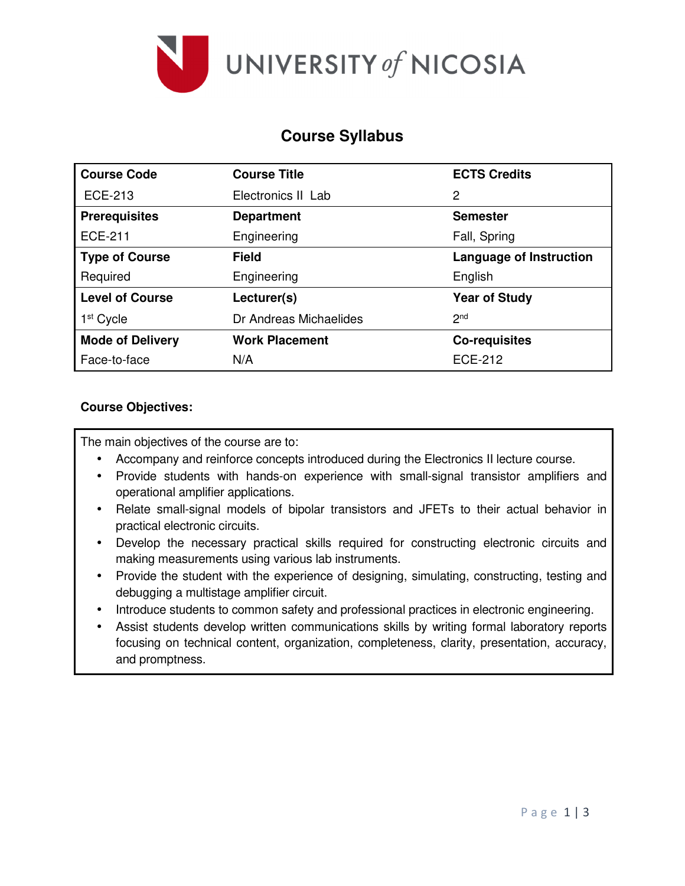UNIVERSITY of NICOSIA

# Course Syllabus

| | | |
|---|---|---|
| **Course Code** | **Course Title** | **ECTS Credits** |
| ECE-213 | Electronics II Lab | 2 |
| **Prerequisites** | **Department** | **Semester** |
| ECE-211 | Engineering | Fall, Spring |
| **Type of Course** | **Field** | **Language of Instruction** |
| Required | Engineering | English |
| **Level of Course** | **Lecturer(s)** | **Year of Study** |
| 1st Cycle | Dr Andreas Michaelides | 2nd |
| **Mode of Delivery** | **Work Placement** | **Co-requisites** |
| Face-to-face | N/A | ECE-212 |

**Course Objectives:**

The main objectives of the course are to:

- Accompany and reinforce concepts introduced during the Electronics II lecture course.
- Provide students with hands-on experience with small-signal transistor amplifiers and operational amplifier applications.
- Relate small-signal models of bipolar transistors and JFETs to their actual behavior in practical electronic circuits.
- Develop the necessary practical skills required for constructing electronic circuits and making measurements using various lab instruments.
- Provide the student with the experience of designing, simulating, constructing, testing and debugging a multistage amplifier circuit.
- Introduce students to common safety and professional practices in electronic engineering.
- Assist students develop written communications skills by writing formal laboratory reports focusing on technical content, organization, completeness, clarity, presentation, accuracy, and promptness.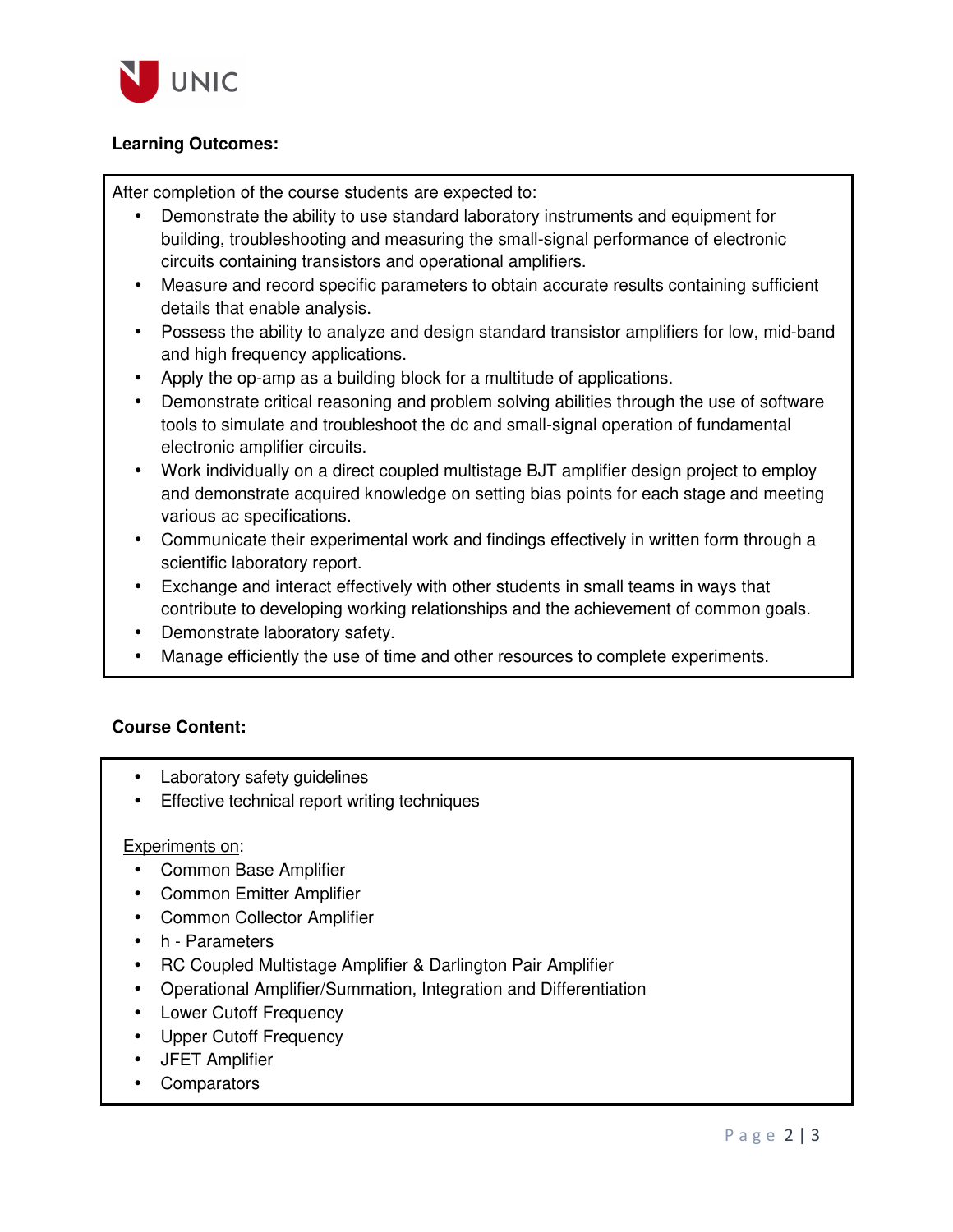**Learning Outcomes:**

After completion of the course students are expected to:

- Demonstrate the ability to use standard laboratory instruments and equipment for building, troubleshooting and measuring the small-signal performance of electronic circuits containing transistors and operational amplifiers.
- Measure and record specific parameters to obtain accurate results containing sufficient details that enable analysis.
- Possess the ability to analyze and design standard transistor amplifiers for low, mid-band and high frequency applications.
- Apply the op-amp as a building block for a multitude of applications.
- Demonstrate critical reasoning and problem solving abilities through the use of software tools to simulate and troubleshoot the dc and small-signal operation of fundamental electronic amplifier circuits.
- Work individually on a direct coupled multistage BJT amplifier design project to employ and demonstrate acquired knowledge on setting bias points for each stage and meeting various ac specifications.
- Communicate their experimental work and findings effectively in written form through a scientific laboratory report.
- Exchange and interact effectively with other students in small teams in ways that contribute to developing working relationships and the achievement of common goals.
- Demonstrate laboratory safety.
- Manage efficiently the use of time and other resources to complete experiments.

**Course Content:**

- Laboratory safety guidelines
- Effective technical report writing techniques

Experiments on:

- Common Base Amplifier
- Common Emitter Amplifier
- Common Collector Amplifier
- h - Parameters
- RC Coupled Multistage Amplifier & Darlington Pair Amplifier
- Operational Amplifier/Summation, Integration and Differentiation
- Lower Cutoff Frequency
- Upper Cutoff Frequency
- JFET Amplifier
- Comparators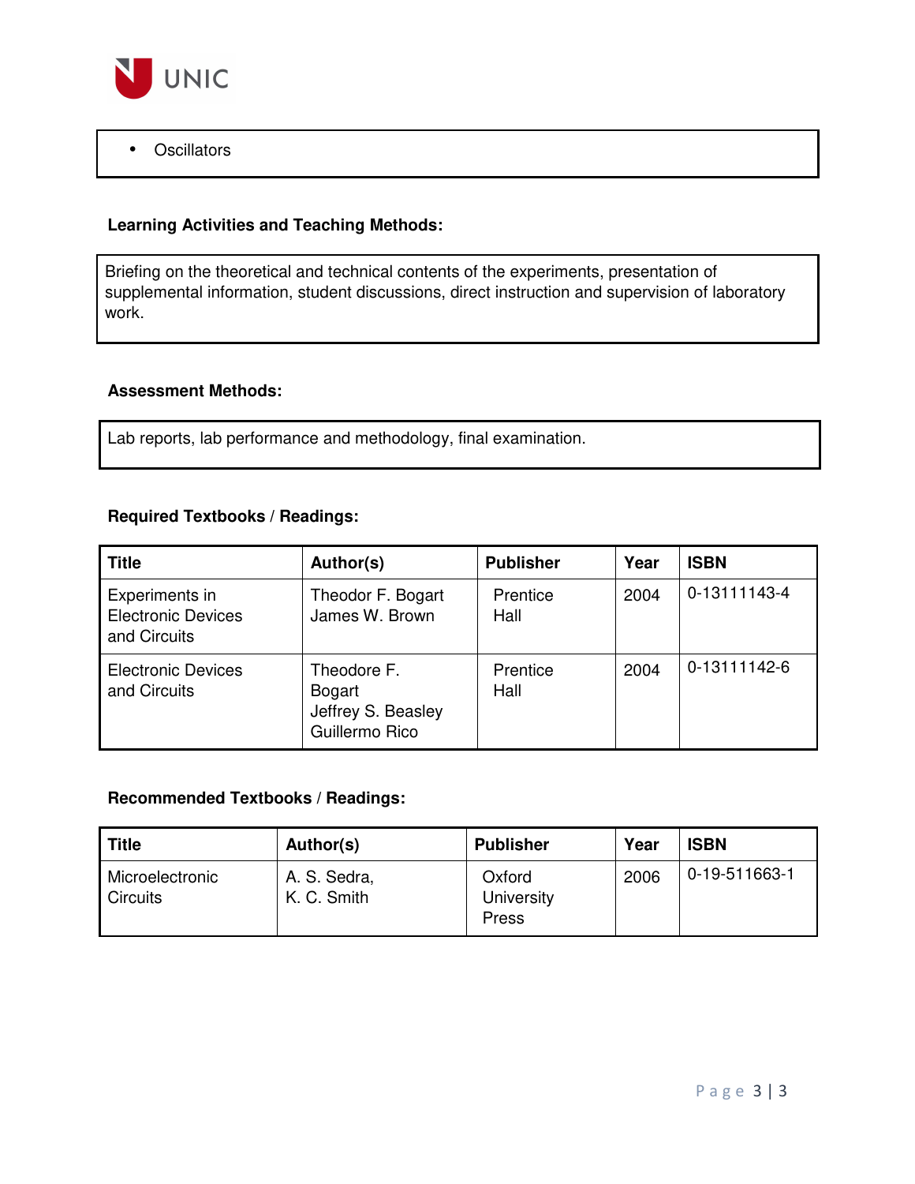- Oscillators

**Learning Activities and Teaching Methods:**

Briefing on the theoretical and technical contents of the experiments, presentation of supplemental information, student discussions, direct instruction and supervision of laboratory work.

**Assessment Methods:**

Lab reports, lab performance and methodology, final examination.

**Required Textbooks / Readings:**

| Title | Author(s) | Publisher | Year | ISBN |
|---|---|---|---|---|
| Experiments in Electronic Devices and Circuits | Theodor F. Bogart James W. Brown | Prentice Hall | 2004 | 0-13111143-4 |
| Electronic Devices and Circuits | Theodore F. Bogart Jeffrey S. Beasley Guillermo Rico | Prentice Hall | 2004 | 0-13111142-6 |

**Recommended Textbooks / Readings:**

| Title | Author(s) | Publisher | Year | ISBN |
|---|---|---|---|---|
| Microelectronic Circuits | A. S. Sedra, K. C. Smith | Oxford University Press | 2006 | 0-19-511663-1 |